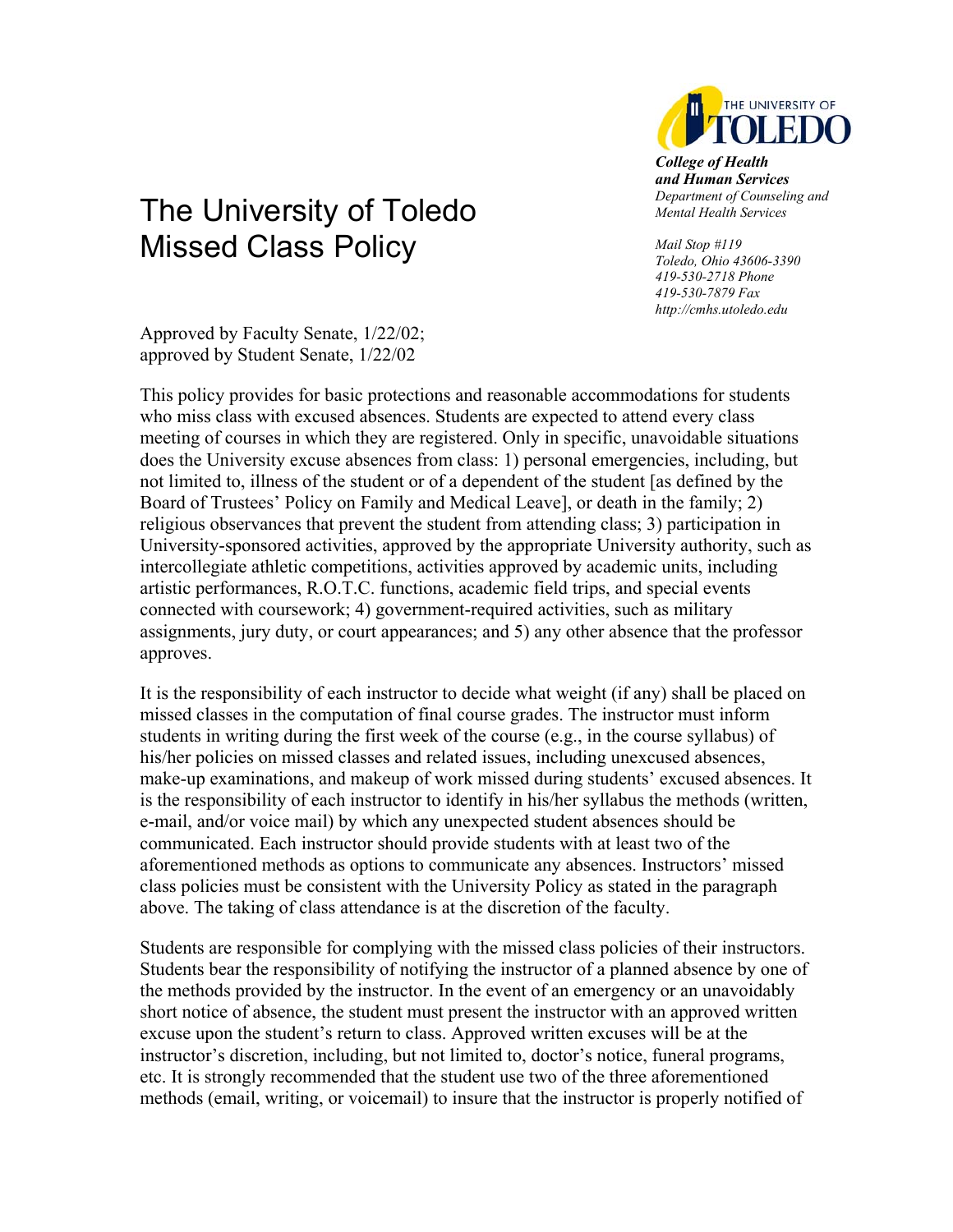THE UNIVERSITY OF TOLEDO

***College of Health and Human Services***
*Department of Counseling and Mental Health Services*

*Mail Stop #119*
*Toledo, Ohio 43606-3390*
*419-530-2718 Phone*
*419-530-7879 Fax*
*http://cmhs.utoledo.edu*

# The University of Toledo Missed Class Policy

Approved by Faculty Senate, 1/22/02;
approved by Student Senate, 1/22/02

This policy provides for basic protections and reasonable accommodations for students who miss class with excused absences. Students are expected to attend every class meeting of courses in which they are registered. Only in specific, unavoidable situations does the University excuse absences from class: 1) personal emergencies, including, but not limited to, illness of the student or of a dependent of the student [as defined by the Board of Trustees' Policy on Family and Medical Leave], or death in the family; 2) religious observances that prevent the student from attending class; 3) participation in University-sponsored activities, approved by the appropriate University authority, such as intercollegiate athletic competitions, activities approved by academic units, including artistic performances, R.O.T.C. functions, academic field trips, and special events connected with coursework; 4) government-required activities, such as military assignments, jury duty, or court appearances; and 5) any other absence that the professor approves.

It is the responsibility of each instructor to decide what weight (if any) shall be placed on missed classes in the computation of final course grades. The instructor must inform students in writing during the first week of the course (e.g., in the course syllabus) of his/her policies on missed classes and related issues, including unexcused absences, make-up examinations, and makeup of work missed during students' excused absences. It is the responsibility of each instructor to identify in his/her syllabus the methods (written, e-mail, and/or voice mail) by which any unexpected student absences should be communicated. Each instructor should provide students with at least two of the aforementioned methods as options to communicate any absences. Instructors' missed class policies must be consistent with the University Policy as stated in the paragraph above. The taking of class attendance is at the discretion of the faculty.

Students are responsible for complying with the missed class policies of their instructors. Students bear the responsibility of notifying the instructor of a planned absence by one of the methods provided by the instructor. In the event of an emergency or an unavoidably short notice of absence, the student must present the instructor with an approved written excuse upon the student's return to class. Approved written excuses will be at the instructor's discretion, including, but not limited to, doctor's notice, funeral programs, etc. It is strongly recommended that the student use two of the three aforementioned methods (email, writing, or voicemail) to insure that the instructor is properly notified of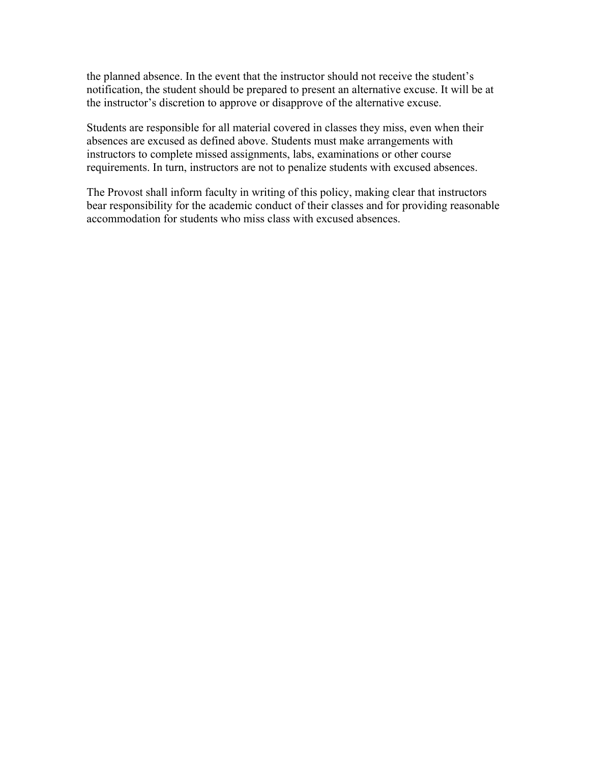the planned absence. In the event that the instructor should not receive the student's notification, the student should be prepared to present an alternative excuse. It will be at the instructor's discretion to approve or disapprove of the alternative excuse.

Students are responsible for all material covered in classes they miss, even when their absences are excused as defined above. Students must make arrangements with instructors to complete missed assignments, labs, examinations or other course requirements. In turn, instructors are not to penalize students with excused absences.

The Provost shall inform faculty in writing of this policy, making clear that instructors bear responsibility for the academic conduct of their classes and for providing reasonable accommodation for students who miss class with excused absences.